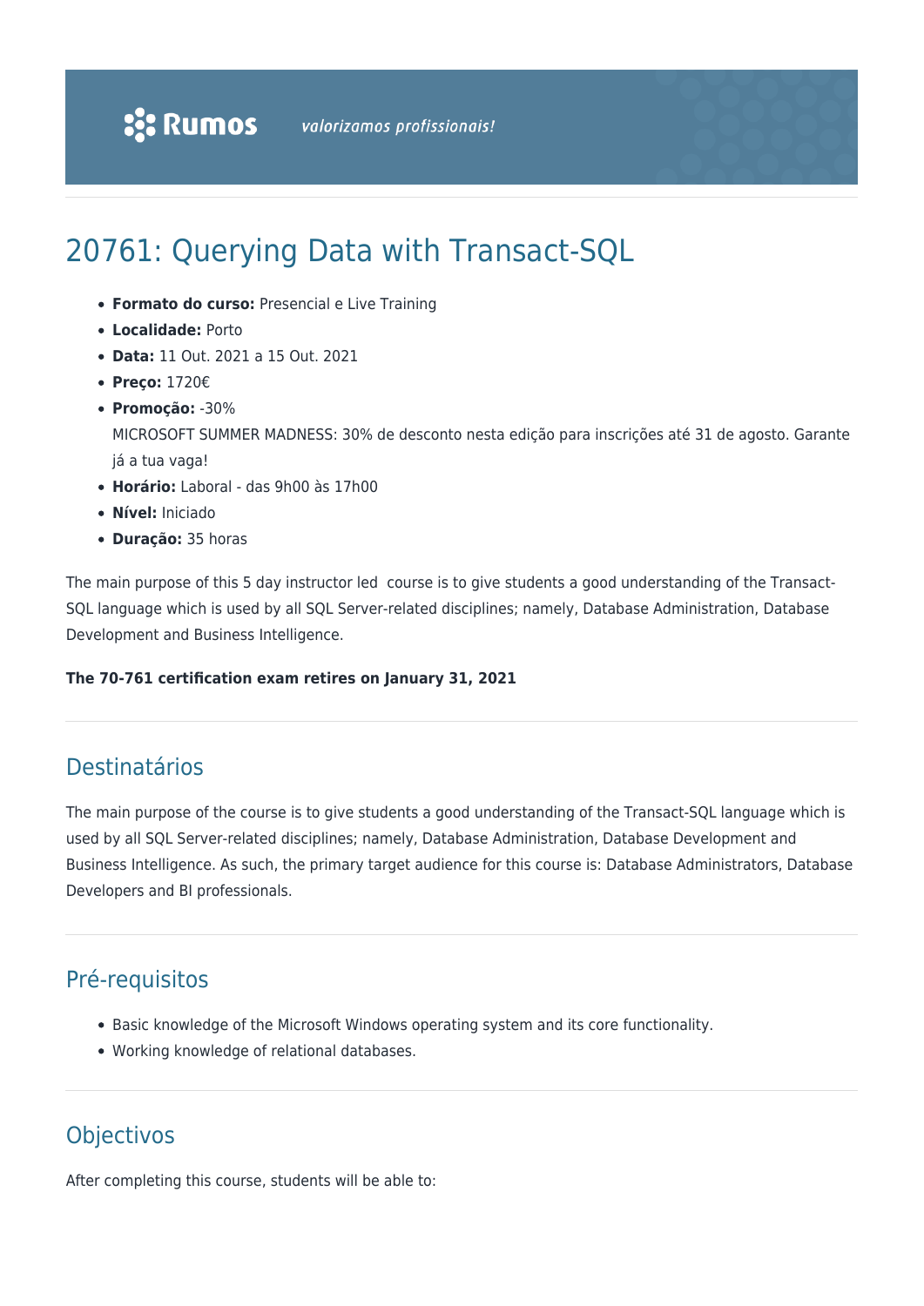# 20761: Querying Data with Transact-SQL

- **Formato do curso:** Presencial e Live Training
- **Localidade:** Porto
- **Data:** 11 Out. 2021 a 15 Out. 2021
- **Preço:** 1720€
- **Promoção:** -30%
  MICROSOFT SUMMER MADNESS: 30% de desconto nesta edição para inscrições até 31 de agosto. Garante já a tua vaga!
- **Horário:** Laboral - das 9h00 às 17h00
- **Nível:** Iniciado
- **Duração:** 35 horas

The main purpose of this 5 day instructor led course is to give students a good understanding of the Transact-SQL language which is used by all SQL Server-related disciplines; namely, Database Administration, Database Development and Business Intelligence.

**The 70-761 certification exam retires on January 31, 2021**

## Destinatários

The main purpose of the course is to give students a good understanding of the Transact-SQL language which is used by all SQL Server-related disciplines; namely, Database Administration, Database Development and Business Intelligence. As such, the primary target audience for this course is: Database Administrators, Database Developers and BI professionals.

## Pré-requisitos

- Basic knowledge of the Microsoft Windows operating system and its core functionality.
- Working knowledge of relational databases.

## Objectivos

After completing this course, students will be able to: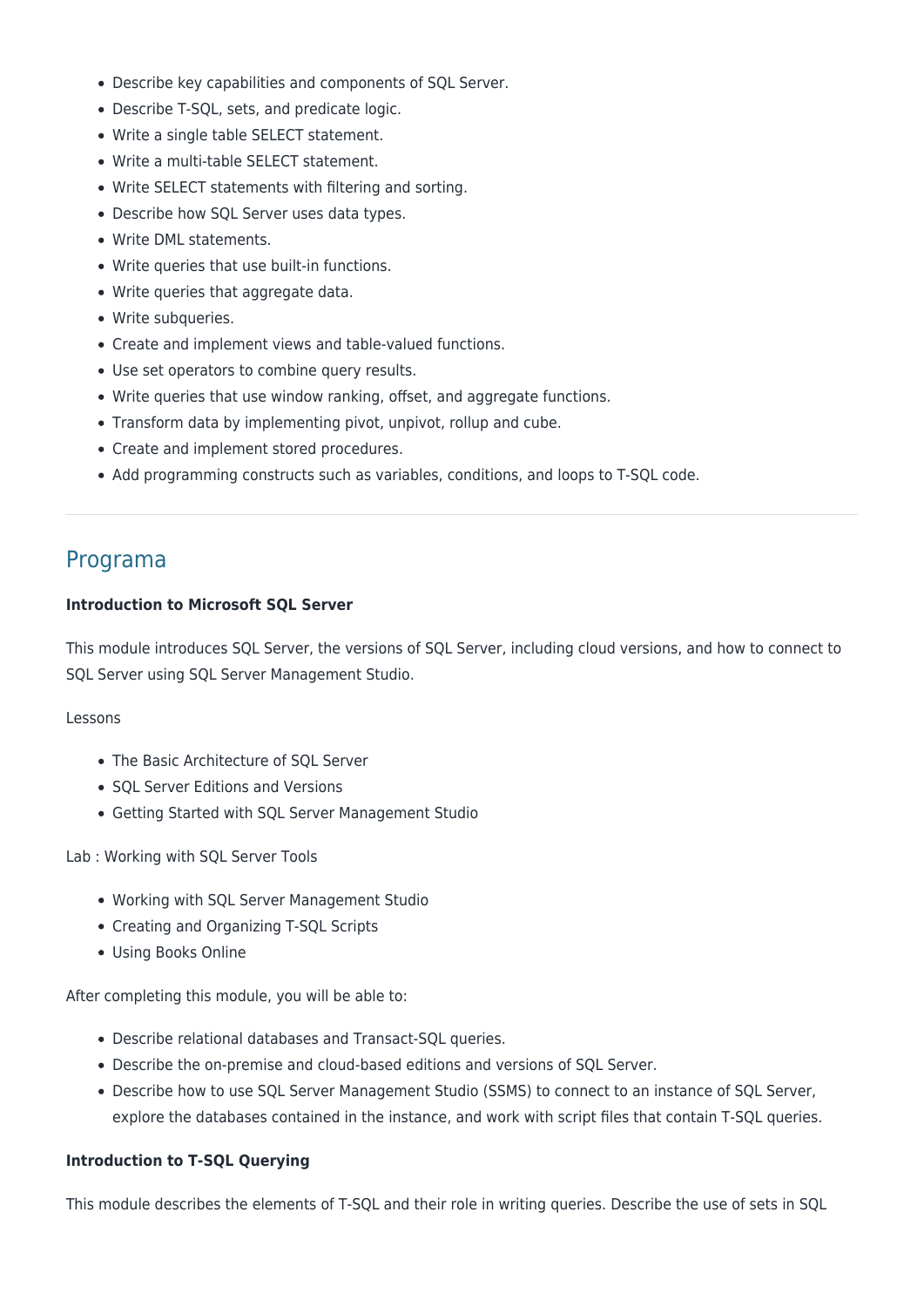- Describe key capabilities and components of SQL Server.
- Describe T-SQL, sets, and predicate logic.
- Write a single table SELECT statement.
- Write a multi-table SELECT statement.
- Write SELECT statements with filtering and sorting.
- Describe how SQL Server uses data types.
- Write DML statements.
- Write queries that use built-in functions.
- Write queries that aggregate data.
- Write subqueries.
- Create and implement views and table-valued functions.
- Use set operators to combine query results.
- Write queries that use window ranking, offset, and aggregate functions.
- Transform data by implementing pivot, unpivot, rollup and cube.
- Create and implement stored procedures.
- Add programming constructs such as variables, conditions, and loops to T-SQL code.

---

## Programa

**Introduction to Microsoft SQL Server**

This module introduces SQL Server, the versions of SQL Server, including cloud versions, and how to connect to SQL Server using SQL Server Management Studio.

Lessons

- The Basic Architecture of SQL Server
- SQL Server Editions and Versions
- Getting Started with SQL Server Management Studio

Lab : Working with SQL Server Tools

- Working with SQL Server Management Studio
- Creating and Organizing T-SQL Scripts
- Using Books Online

After completing this module, you will be able to:

- Describe relational databases and Transact-SQL queries.
- Describe the on-premise and cloud-based editions and versions of SQL Server.
- Describe how to use SQL Server Management Studio (SSMS) to connect to an instance of SQL Server, explore the databases contained in the instance, and work with script files that contain T-SQL queries.

**Introduction to T-SQL Querying**

This module describes the elements of T-SQL and their role in writing queries. Describe the use of sets in SQL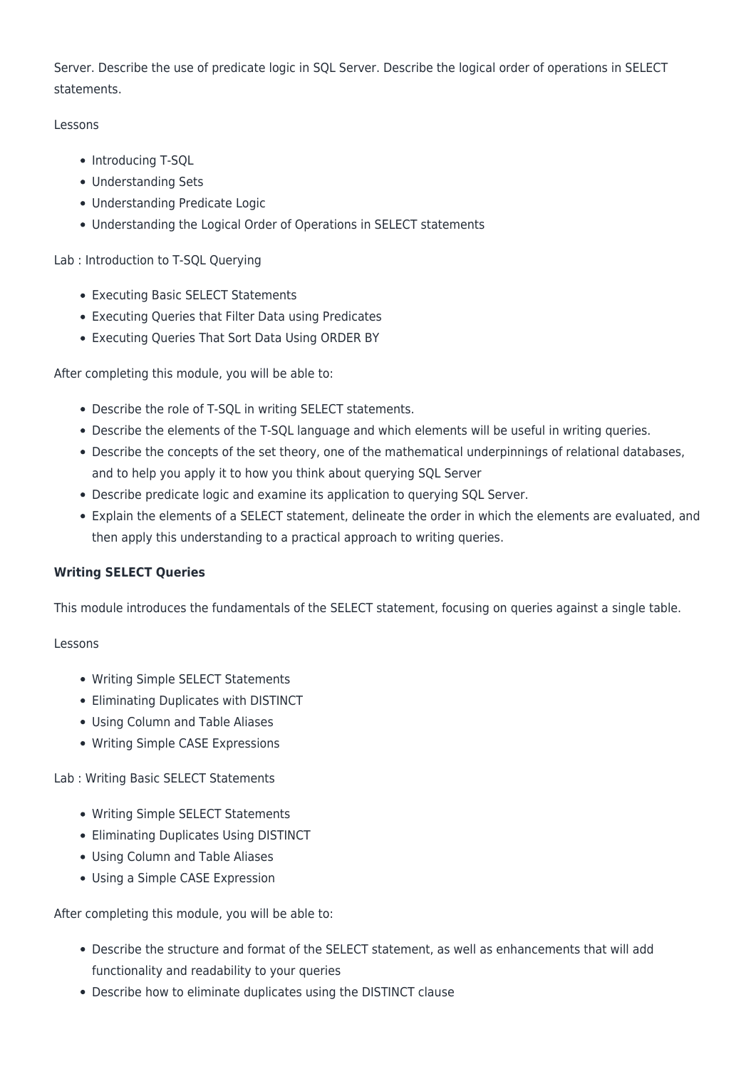Server. Describe the use of predicate logic in SQL Server. Describe the logical order of operations in SELECT statements.

Lessons

- Introducing T-SQL
- Understanding Sets
- Understanding Predicate Logic
- Understanding the Logical Order of Operations in SELECT statements

Lab : Introduction to T-SQL Querying

- Executing Basic SELECT Statements
- Executing Queries that Filter Data using Predicates
- Executing Queries That Sort Data Using ORDER BY

After completing this module, you will be able to:

- Describe the role of T-SQL in writing SELECT statements.
- Describe the elements of the T-SQL language and which elements will be useful in writing queries.
- Describe the concepts of the set theory, one of the mathematical underpinnings of relational databases, and to help you apply it to how you think about querying SQL Server
- Describe predicate logic and examine its application to querying SQL Server.
- Explain the elements of a SELECT statement, delineate the order in which the elements are evaluated, and then apply this understanding to a practical approach to writing queries.

**Writing SELECT Queries**

This module introduces the fundamentals of the SELECT statement, focusing on queries against a single table.

Lessons

- Writing Simple SELECT Statements
- Eliminating Duplicates with DISTINCT
- Using Column and Table Aliases
- Writing Simple CASE Expressions

Lab : Writing Basic SELECT Statements

- Writing Simple SELECT Statements
- Eliminating Duplicates Using DISTINCT
- Using Column and Table Aliases
- Using a Simple CASE Expression

After completing this module, you will be able to:

- Describe the structure and format of the SELECT statement, as well as enhancements that will add functionality and readability to your queries
- Describe how to eliminate duplicates using the DISTINCT clause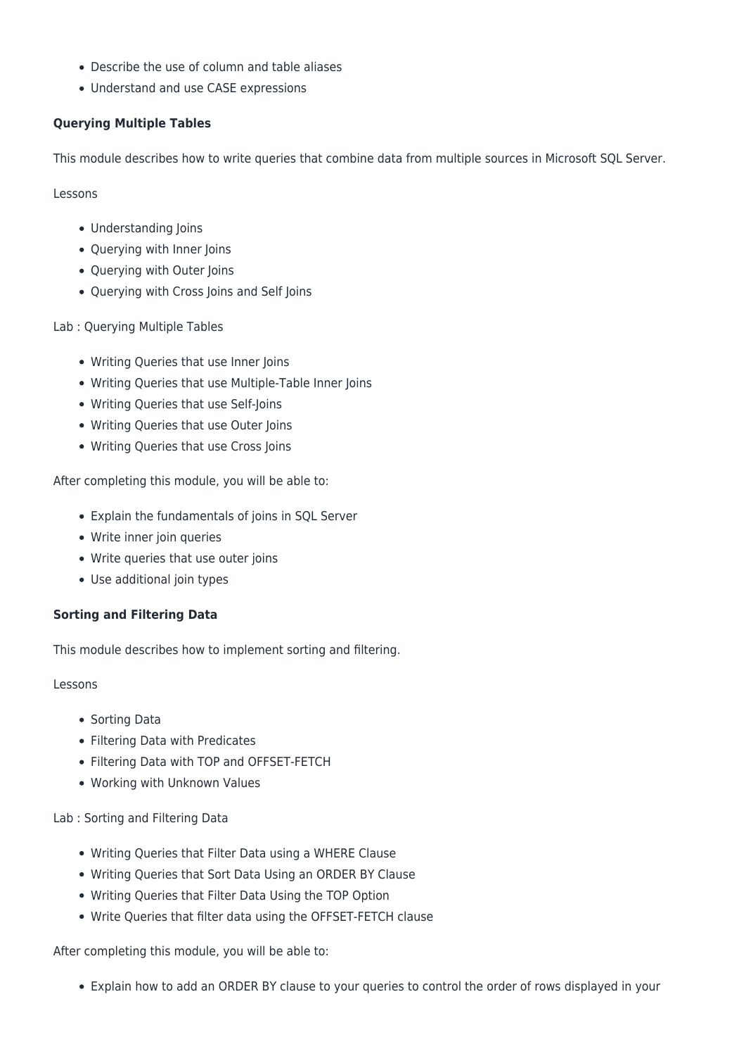- Describe the use of column and table aliases
- Understand and use CASE expressions

**Querying Multiple Tables**

This module describes how to write queries that combine data from multiple sources in Microsoft SQL Server.

Lessons

- Understanding Joins
- Querying with Inner Joins
- Querying with Outer Joins
- Querying with Cross Joins and Self Joins

Lab : Querying Multiple Tables

- Writing Queries that use Inner Joins
- Writing Queries that use Multiple-Table Inner Joins
- Writing Queries that use Self-Joins
- Writing Queries that use Outer Joins
- Writing Queries that use Cross Joins

After completing this module, you will be able to:

- Explain the fundamentals of joins in SQL Server
- Write inner join queries
- Write queries that use outer joins
- Use additional join types

**Sorting and Filtering Data**

This module describes how to implement sorting and filtering.

Lessons

- Sorting Data
- Filtering Data with Predicates
- Filtering Data with TOP and OFFSET-FETCH
- Working with Unknown Values

Lab : Sorting and Filtering Data

- Writing Queries that Filter Data using a WHERE Clause
- Writing Queries that Sort Data Using an ORDER BY Clause
- Writing Queries that Filter Data Using the TOP Option
- Write Queries that filter data using the OFFSET-FETCH clause

After completing this module, you will be able to:

- Explain how to add an ORDER BY clause to your queries to control the order of rows displayed in your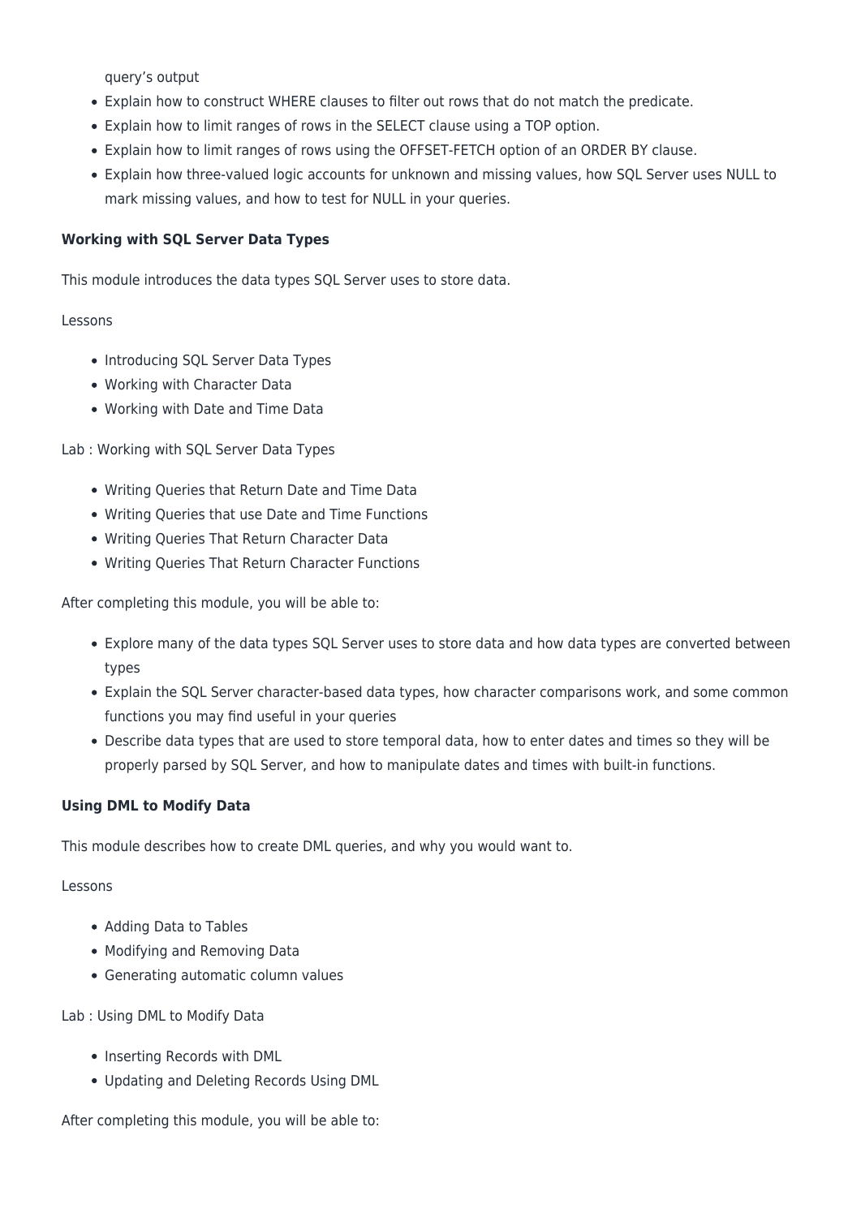query's output

- Explain how to construct WHERE clauses to filter out rows that do not match the predicate.
- Explain how to limit ranges of rows in the SELECT clause using a TOP option.
- Explain how to limit ranges of rows using the OFFSET-FETCH option of an ORDER BY clause.
- Explain how three-valued logic accounts for unknown and missing values, how SQL Server uses NULL to mark missing values, and how to test for NULL in your queries.

**Working with SQL Server Data Types**

This module introduces the data types SQL Server uses to store data.

Lessons

- Introducing SQL Server Data Types
- Working with Character Data
- Working with Date and Time Data

Lab : Working with SQL Server Data Types

- Writing Queries that Return Date and Time Data
- Writing Queries that use Date and Time Functions
- Writing Queries That Return Character Data
- Writing Queries That Return Character Functions

After completing this module, you will be able to:

- Explore many of the data types SQL Server uses to store data and how data types are converted between types
- Explain the SQL Server character-based data types, how character comparisons work, and some common functions you may find useful in your queries
- Describe data types that are used to store temporal data, how to enter dates and times so they will be properly parsed by SQL Server, and how to manipulate dates and times with built-in functions.

**Using DML to Modify Data**

This module describes how to create DML queries, and why you would want to.

Lessons

- Adding Data to Tables
- Modifying and Removing Data
- Generating automatic column values

Lab : Using DML to Modify Data

- Inserting Records with DML
- Updating and Deleting Records Using DML

After completing this module, you will be able to: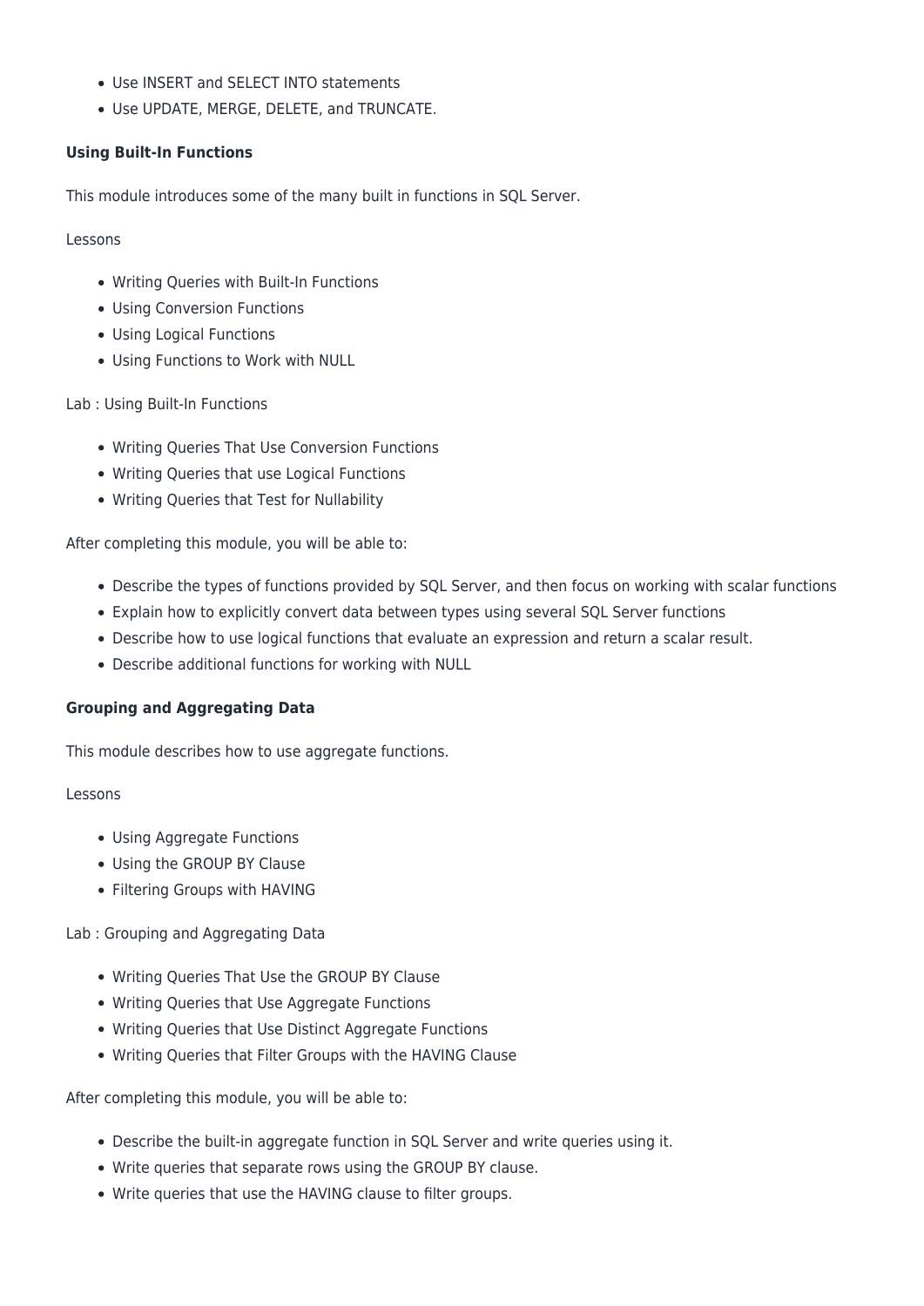- Use INSERT and SELECT INTO statements
- Use UPDATE, MERGE, DELETE, and TRUNCATE.

**Using Built-In Functions**

This module introduces some of the many built in functions in SQL Server.

Lessons

- Writing Queries with Built-In Functions
- Using Conversion Functions
- Using Logical Functions
- Using Functions to Work with NULL

Lab : Using Built-In Functions

- Writing Queries That Use Conversion Functions
- Writing Queries that use Logical Functions
- Writing Queries that Test for Nullability

After completing this module, you will be able to:

- Describe the types of functions provided by SQL Server, and then focus on working with scalar functions
- Explain how to explicitly convert data between types using several SQL Server functions
- Describe how to use logical functions that evaluate an expression and return a scalar result.
- Describe additional functions for working with NULL

**Grouping and Aggregating Data**

This module describes how to use aggregate functions.

Lessons

- Using Aggregate Functions
- Using the GROUP BY Clause
- Filtering Groups with HAVING

Lab : Grouping and Aggregating Data

- Writing Queries That Use the GROUP BY Clause
- Writing Queries that Use Aggregate Functions
- Writing Queries that Use Distinct Aggregate Functions
- Writing Queries that Filter Groups with the HAVING Clause

After completing this module, you will be able to:

- Describe the built-in aggregate function in SQL Server and write queries using it.
- Write queries that separate rows using the GROUP BY clause.
- Write queries that use the HAVING clause to filter groups.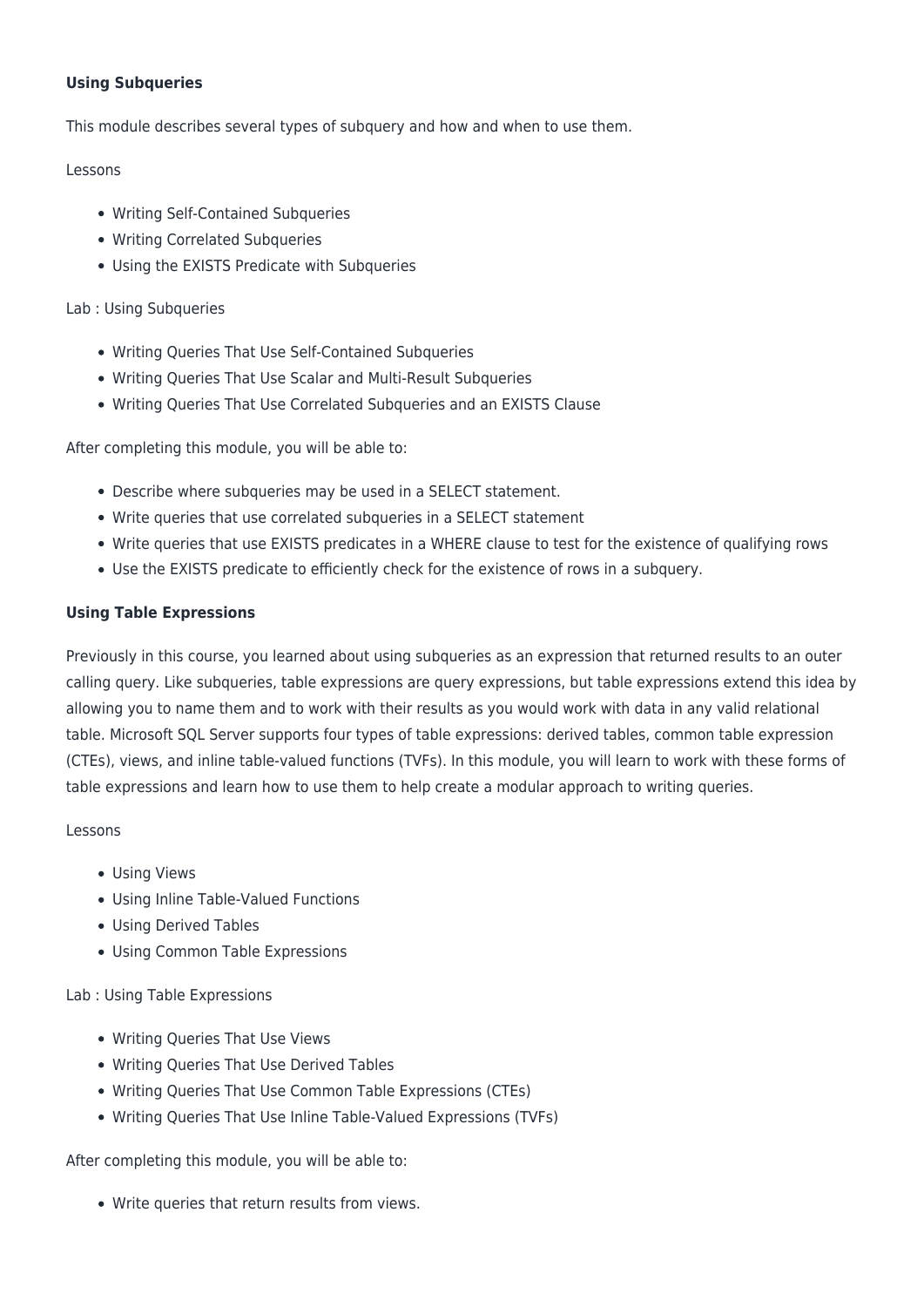**Using Subqueries**

This module describes several types of subquery and how and when to use them.

Lessons

- Writing Self-Contained Subqueries
- Writing Correlated Subqueries
- Using the EXISTS Predicate with Subqueries

Lab : Using Subqueries

- Writing Queries That Use Self-Contained Subqueries
- Writing Queries That Use Scalar and Multi-Result Subqueries
- Writing Queries That Use Correlated Subqueries and an EXISTS Clause

After completing this module, you will be able to:

- Describe where subqueries may be used in a SELECT statement.
- Write queries that use correlated subqueries in a SELECT statement
- Write queries that use EXISTS predicates in a WHERE clause to test for the existence of qualifying rows
- Use the EXISTS predicate to efficiently check for the existence of rows in a subquery.

**Using Table Expressions**

Previously in this course, you learned about using subqueries as an expression that returned results to an outer calling query. Like subqueries, table expressions are query expressions, but table expressions extend this idea by allowing you to name them and to work with their results as you would work with data in any valid relational table. Microsoft SQL Server supports four types of table expressions: derived tables, common table expression (CTEs), views, and inline table-valued functions (TVFs). In this module, you will learn to work with these forms of table expressions and learn how to use them to help create a modular approach to writing queries.

Lessons

- Using Views
- Using Inline Table-Valued Functions
- Using Derived Tables
- Using Common Table Expressions

Lab : Using Table Expressions

- Writing Queries That Use Views
- Writing Queries That Use Derived Tables
- Writing Queries That Use Common Table Expressions (CTEs)
- Writing Queries That Use Inline Table-Valued Expressions (TVFs)

After completing this module, you will be able to:

- Write queries that return results from views.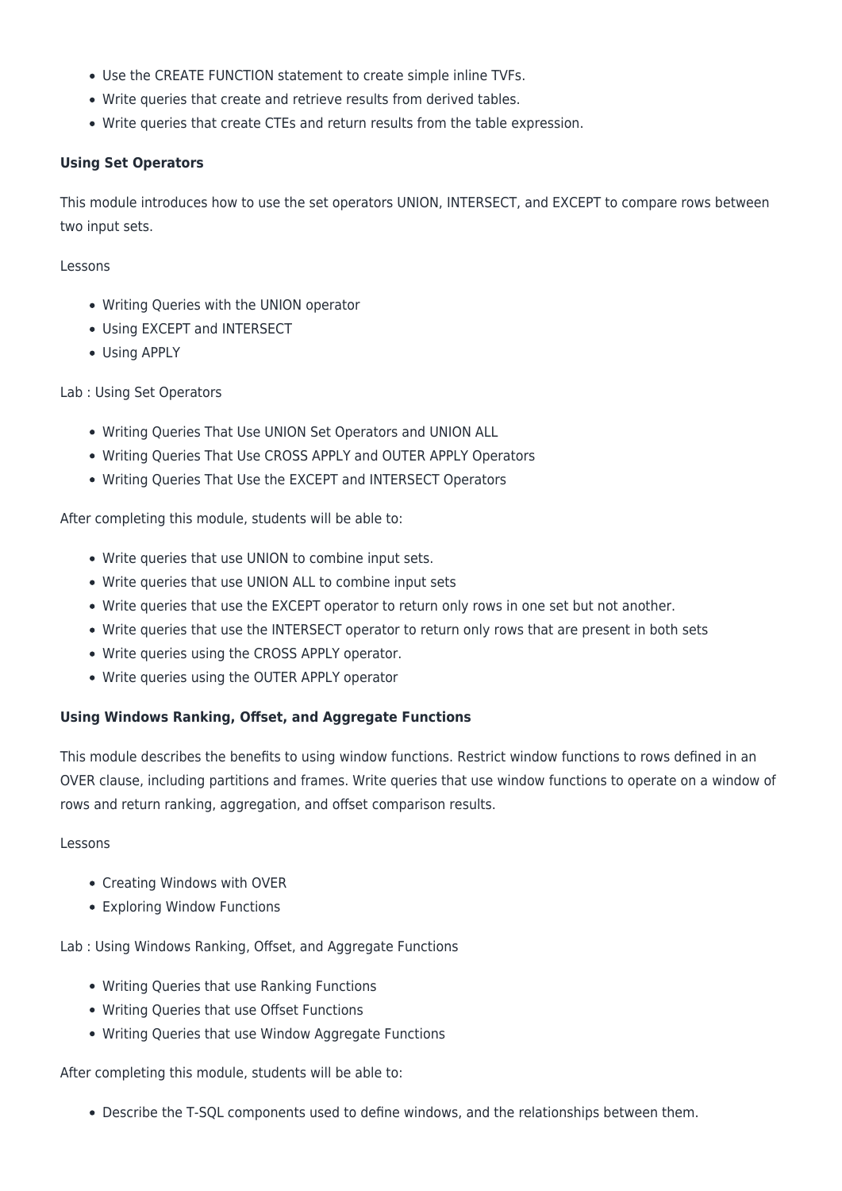- Use the CREATE FUNCTION statement to create simple inline TVFs.
- Write queries that create and retrieve results from derived tables.
- Write queries that create CTEs and return results from the table expression.

**Using Set Operators**

This module introduces how to use the set operators UNION, INTERSECT, and EXCEPT to compare rows between two input sets.

Lessons

- Writing Queries with the UNION operator
- Using EXCEPT and INTERSECT
- Using APPLY

Lab : Using Set Operators

- Writing Queries That Use UNION Set Operators and UNION ALL
- Writing Queries That Use CROSS APPLY and OUTER APPLY Operators
- Writing Queries That Use the EXCEPT and INTERSECT Operators

After completing this module, students will be able to:

- Write queries that use UNION to combine input sets.
- Write queries that use UNION ALL to combine input sets
- Write queries that use the EXCEPT operator to return only rows in one set but not another.
- Write queries that use the INTERSECT operator to return only rows that are present in both sets
- Write queries using the CROSS APPLY operator.
- Write queries using the OUTER APPLY operator

**Using Windows Ranking, Offset, and Aggregate Functions**

This module describes the benefits to using window functions. Restrict window functions to rows defined in an OVER clause, including partitions and frames. Write queries that use window functions to operate on a window of rows and return ranking, aggregation, and offset comparison results.

Lessons

- Creating Windows with OVER
- Exploring Window Functions

Lab : Using Windows Ranking, Offset, and Aggregate Functions

- Writing Queries that use Ranking Functions
- Writing Queries that use Offset Functions
- Writing Queries that use Window Aggregate Functions

After completing this module, students will be able to:

- Describe the T-SQL components used to define windows, and the relationships between them.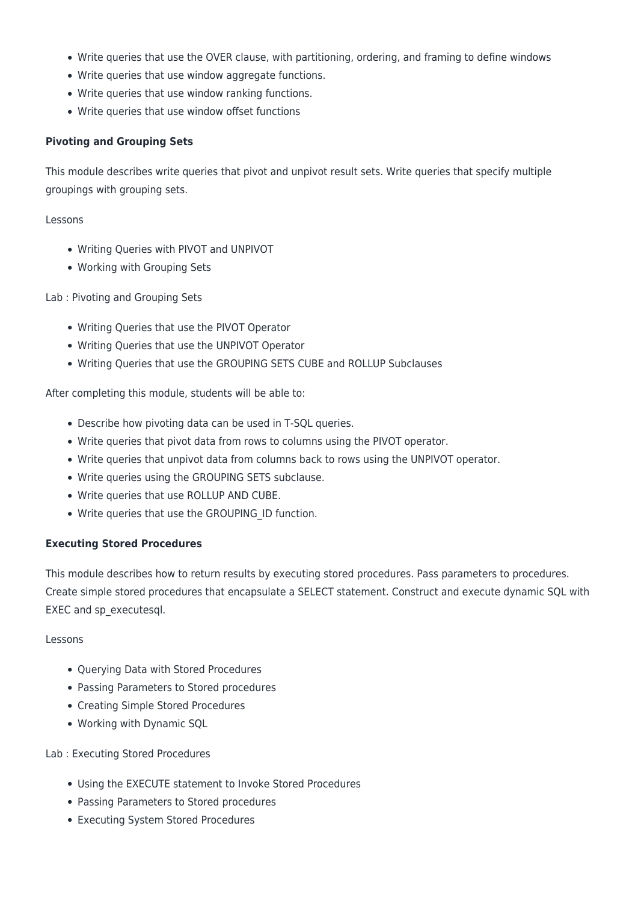- Write queries that use the OVER clause, with partitioning, ordering, and framing to define windows
- Write queries that use window aggregate functions.
- Write queries that use window ranking functions.
- Write queries that use window offset functions

**Pivoting and Grouping Sets**

This module describes write queries that pivot and unpivot result sets. Write queries that specify multiple groupings with grouping sets.

Lessons

- Writing Queries with PIVOT and UNPIVOT
- Working with Grouping Sets

Lab : Pivoting and Grouping Sets

- Writing Queries that use the PIVOT Operator
- Writing Queries that use the UNPIVOT Operator
- Writing Queries that use the GROUPING SETS CUBE and ROLLUP Subclauses

After completing this module, students will be able to:

- Describe how pivoting data can be used in T-SQL queries.
- Write queries that pivot data from rows to columns using the PIVOT operator.
- Write queries that unpivot data from columns back to rows using the UNPIVOT operator.
- Write queries using the GROUPING SETS subclause.
- Write queries that use ROLLUP AND CUBE.
- Write queries that use the GROUPING_ID function.

**Executing Stored Procedures**

This module describes how to return results by executing stored procedures. Pass parameters to procedures. Create simple stored procedures that encapsulate a SELECT statement. Construct and execute dynamic SQL with EXEC and sp_executesql.

Lessons

- Querying Data with Stored Procedures
- Passing Parameters to Stored procedures
- Creating Simple Stored Procedures
- Working with Dynamic SQL

Lab : Executing Stored Procedures

- Using the EXECUTE statement to Invoke Stored Procedures
- Passing Parameters to Stored procedures
- Executing System Stored Procedures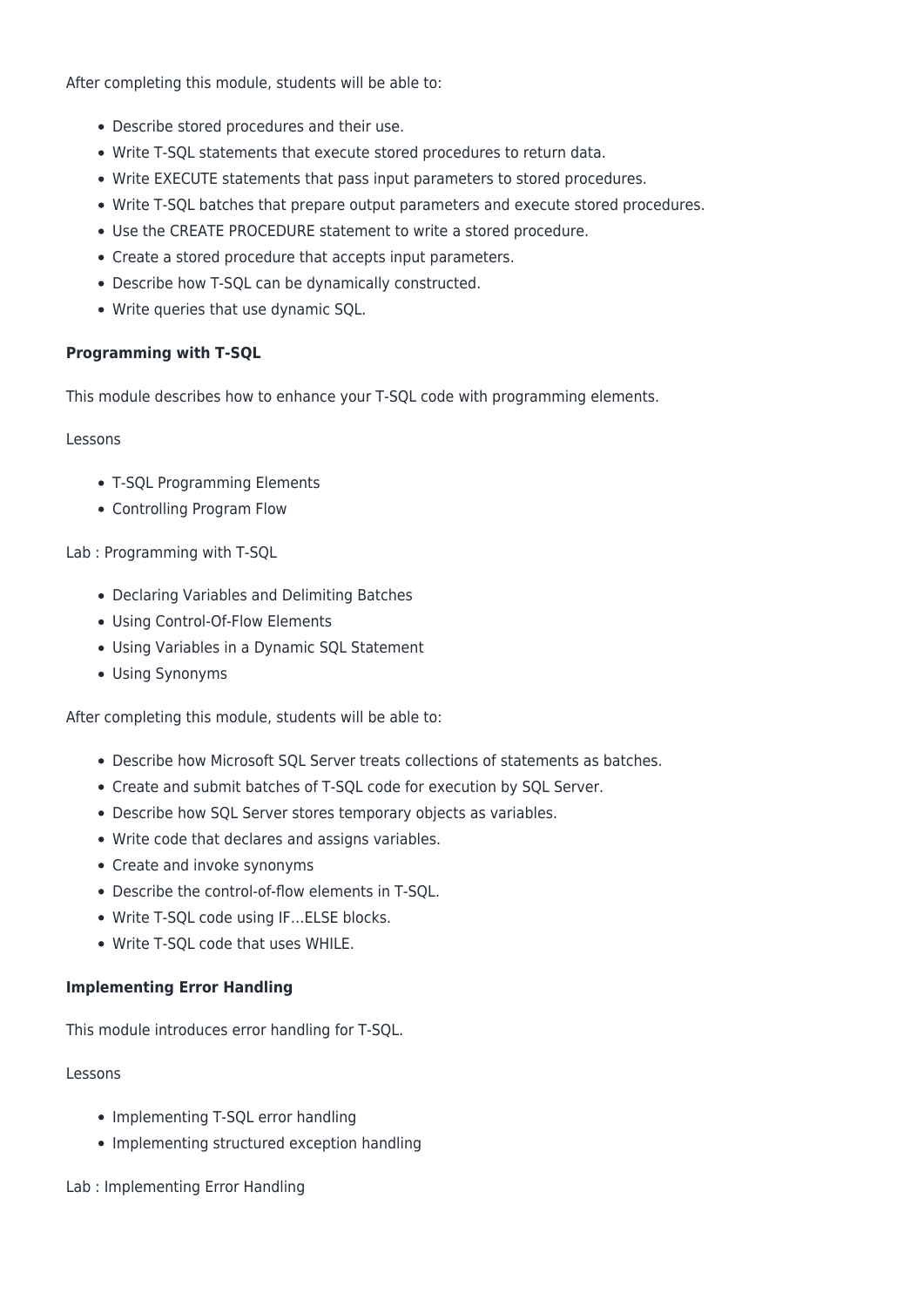After completing this module, students will be able to:

- Describe stored procedures and their use.
- Write T-SQL statements that execute stored procedures to return data.
- Write EXECUTE statements that pass input parameters to stored procedures.
- Write T-SQL batches that prepare output parameters and execute stored procedures.
- Use the CREATE PROCEDURE statement to write a stored procedure.
- Create a stored procedure that accepts input parameters.
- Describe how T-SQL can be dynamically constructed.
- Write queries that use dynamic SQL.

**Programming with T-SQL**

This module describes how to enhance your T-SQL code with programming elements.

Lessons

- T-SQL Programming Elements
- Controlling Program Flow

Lab : Programming with T-SQL

- Declaring Variables and Delimiting Batches
- Using Control-Of-Flow Elements
- Using Variables in a Dynamic SQL Statement
- Using Synonyms

After completing this module, students will be able to:

- Describe how Microsoft SQL Server treats collections of statements as batches.
- Create and submit batches of T-SQL code for execution by SQL Server.
- Describe how SQL Server stores temporary objects as variables.
- Write code that declares and assigns variables.
- Create and invoke synonyms
- Describe the control-of-flow elements in T-SQL.
- Write T-SQL code using IF…ELSE blocks.
- Write T-SQL code that uses WHILE.

**Implementing Error Handling**

This module introduces error handling for T-SQL.

Lessons

- Implementing T-SQL error handling
- Implementing structured exception handling

Lab : Implementing Error Handling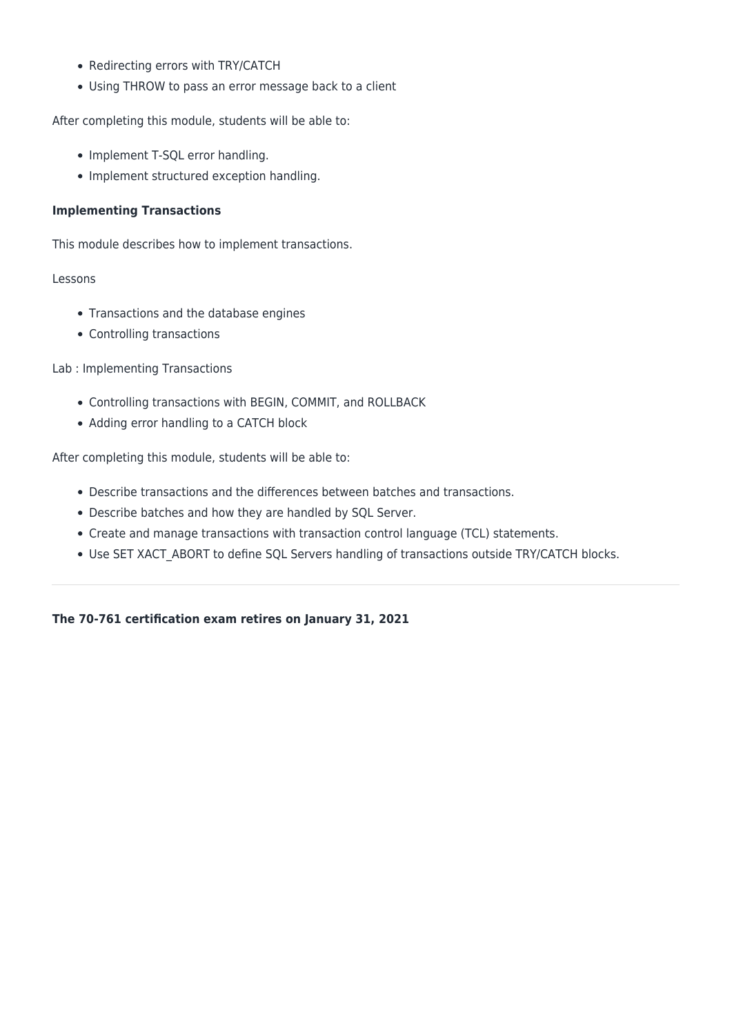- Redirecting errors with TRY/CATCH
- Using THROW to pass an error message back to a client

After completing this module, students will be able to:

- Implement T-SQL error handling.
- Implement structured exception handling.

**Implementing Transactions**

This module describes how to implement transactions.

Lessons

- Transactions and the database engines
- Controlling transactions

Lab : Implementing Transactions

- Controlling transactions with BEGIN, COMMIT, and ROLLBACK
- Adding error handling to a CATCH block

After completing this module, students will be able to:

- Describe transactions and the differences between batches and transactions.
- Describe batches and how they are handled by SQL Server.
- Create and manage transactions with transaction control language (TCL) statements.
- Use SET XACT_ABORT to define SQL Servers handling of transactions outside TRY/CATCH blocks.

---

**The 70-761 certification exam retires on January 31, 2021**